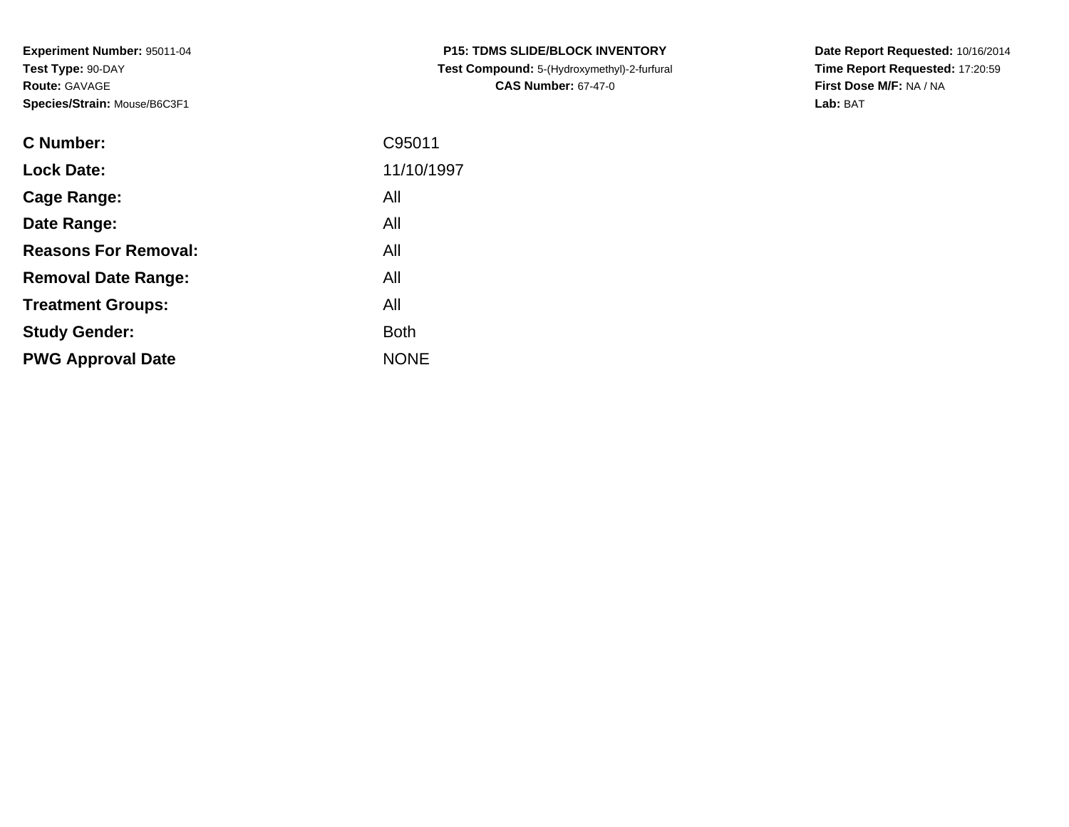**Experiment Number:** 95011-04
**Test Type:** 90-DAY
**Route:** GAVAGE
**Species/Strain:** Mouse/B6C3F1

**P15: TDMS SLIDE/BLOCK INVENTORY**
**Test Compound:** 5-(Hydroxymethyl)-2-furfural
**CAS Number:** 67-47-0

**Date Report Requested:** 10/16/2014
**Time Report Requested:** 17:20:59
**First Dose M/F:** NA / NA
**Lab:** BAT

| | |
|---|---|
| **C Number:** | C95011 |
| **Lock Date:** | 11/10/1997 |
| **Cage Range:** | All |
| **Date Range:** | All |
| **Reasons For Removal:** | All |
| **Removal Date Range:** | All |
| **Treatment Groups:** | All |
| **Study Gender:** | Both |
| **PWG Approval Date** | NONE |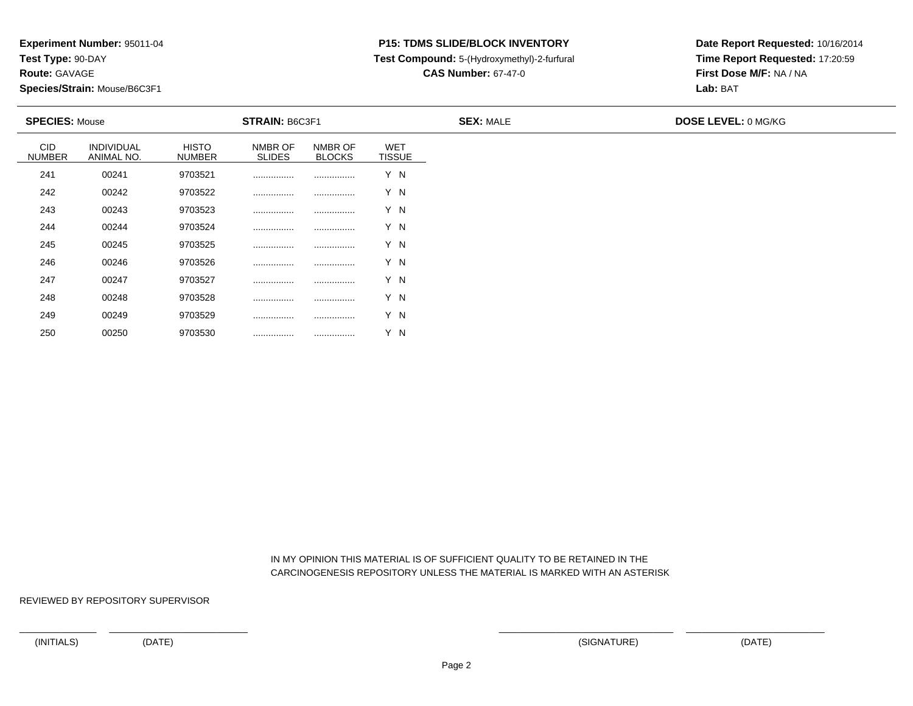**Experiment Number:** 95011-04
**Test Type:** 90-DAY
**Route:** GAVAGE
**Species/Strain:** Mouse/B6C3F1

**P15: TDMS SLIDE/BLOCK INVENTORY**
**Test Compound:** 5-(Hydroxymethyl)-2-furfural
**CAS Number:** 67-47-0

**Date Report Requested:** 10/16/2014
**Time Report Requested:** 17:20:59
**First Dose M/F:** NA / NA
**Lab:** BAT

**SPECIES:** Mouse **STRAIN:** B6C3F1 **SEX:** MALE **DOSE LEVEL:** 0 MG/KG

| CID NUMBER | INDIVIDUAL ANIMAL NO. | HISTO NUMBER | NMBR OF SLIDES | NMBR OF BLOCKS | WET TISSUE |
|---|---|---|---|---|---|
| 241 | 00241 | 9703521 | ................ | ................ | Y N |
| 242 | 00242 | 9703522 | ................ | ................ | Y N |
| 243 | 00243 | 9703523 | ................ | ................ | Y N |
| 244 | 00244 | 9703524 | ................ | ................ | Y N |
| 245 | 00245 | 9703525 | ................ | ................ | Y N |
| 246 | 00246 | 9703526 | ................ | ................ | Y N |
| 247 | 00247 | 9703527 | ................ | ................ | Y N |
| 248 | 00248 | 9703528 | ................ | ................ | Y N |
| 249 | 00249 | 9703529 | ................ | ................ | Y N |
| 250 | 00250 | 9703530 | ................ | ................ | Y N |

IN MY OPINION THIS MATERIAL IS OF SUFFICIENT QUALITY TO BE RETAINED IN THE CARCINOGENESIS REPOSITORY UNLESS THE MATERIAL IS MARKED WITH AN ASTERISK

REVIEWED BY REPOSITORY SUPERVISOR

(INITIALS) (DATE) (SIGNATURE) (DATE)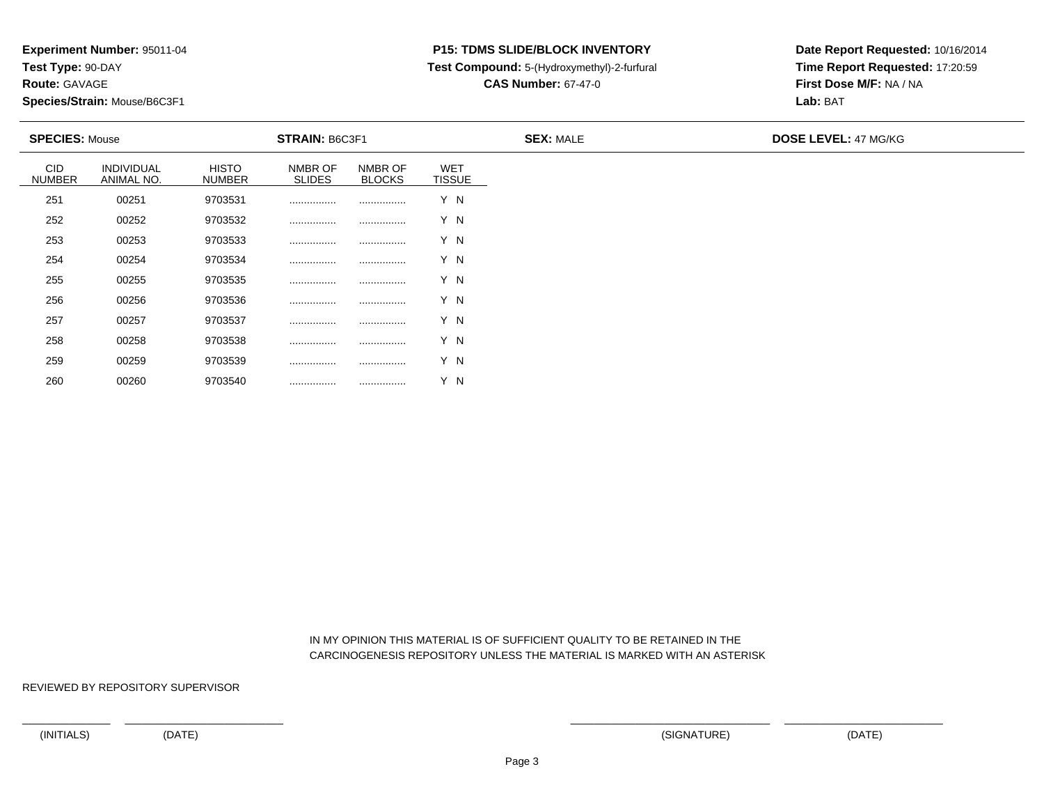**Experiment Number:** 95011-04
**Test Type:** 90-DAY
**Route:** GAVAGE
**Species/Strain:** Mouse/B6C3F1

**P15: TDMS SLIDE/BLOCK INVENTORY**
**Test Compound:** 5-(Hydroxymethyl)-2-furfural
**CAS Number:** 67-47-0

**Date Report Requested:** 10/16/2014
**Time Report Requested:** 17:20:59
**First Dose M/F:** NA / NA
**Lab:** BAT

**SPECIES:** Mouse **STRAIN:** B6C3F1 **SEX:** MALE **DOSE LEVEL:** 47 MG/KG

| CID NUMBER | INDIVIDUAL ANIMAL NO. | HISTO NUMBER | NMBR OF SLIDES | NMBR OF BLOCKS | WET TISSUE |
|---|---|---|---|---|---|
| 251 | 00251 | 9703531 | ................ | ................ | Y N |
| 252 | 00252 | 9703532 | ................ | ................ | Y N |
| 253 | 00253 | 9703533 | ................ | ................ | Y N |
| 254 | 00254 | 9703534 | ................ | ................ | Y N |
| 255 | 00255 | 9703535 | ................ | ................ | Y N |
| 256 | 00256 | 9703536 | ................ | ................ | Y N |
| 257 | 00257 | 9703537 | ................ | ................ | Y N |
| 258 | 00258 | 9703538 | ................ | ................ | Y N |
| 259 | 00259 | 9703539 | ................ | ................ | Y N |
| 260 | 00260 | 9703540 | ................ | ................ | Y N |

IN MY OPINION THIS MATERIAL IS OF SUFFICIENT QUALITY TO BE RETAINED IN THE CARCINOGENESIS REPOSITORY UNLESS THE MATERIAL IS MARKED WITH AN ASTERISK

REVIEWED BY REPOSITORY SUPERVISOR

(INITIALS) (DATE) (SIGNATURE) (DATE)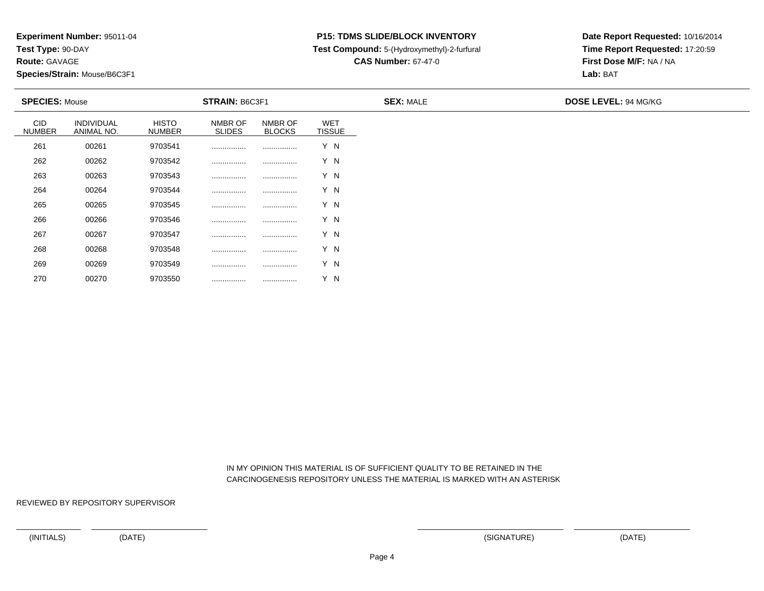**Experiment Number:** 95011-04
**Test Type:** 90-DAY
**Route:** GAVAGE
**Species/Strain:** Mouse/B6C3F1

**P15: TDMS SLIDE/BLOCK INVENTORY**
**Test Compound:** 5-(Hydroxymethyl)-2-furfural
**CAS Number:** 67-47-0

**Date Report Requested:** 10/16/2014
**Time Report Requested:** 17:20:59
**First Dose M/F:** NA / NA
**Lab:** BAT

**SPECIES:** Mouse **STRAIN:** B6C3F1 **SEX:** MALE **DOSE LEVEL:** 94 MG/KG

| CID NUMBER | INDIVIDUAL ANIMAL NO. | HISTO NUMBER | NMBR OF SLIDES | NMBR OF BLOCKS | WET TISSUE |
|---|---|---|---|---|---|
| 261 | 00261 | 9703541 | ................ | ................ | Y N |
| 262 | 00262 | 9703542 | ................ | ................ | Y N |
| 263 | 00263 | 9703543 | ................ | ................ | Y N |
| 264 | 00264 | 9703544 | ................ | ................ | Y N |
| 265 | 00265 | 9703545 | ................ | ................ | Y N |
| 266 | 00266 | 9703546 | ................ | ................ | Y N |
| 267 | 00267 | 9703547 | ................ | ................ | Y N |
| 268 | 00268 | 9703548 | ................ | ................ | Y N |
| 269 | 00269 | 9703549 | ................ | ................ | Y N |
| 270 | 00270 | 9703550 | ................ | ................ | Y N |

IN MY OPINION THIS MATERIAL IS OF SUFFICIENT QUALITY TO BE RETAINED IN THE CARCINOGENESIS REPOSITORY UNLESS THE MATERIAL IS MARKED WITH AN ASTERISK

REVIEWED BY REPOSITORY SUPERVISOR

(INITIALS) (DATE) (SIGNATURE) (DATE)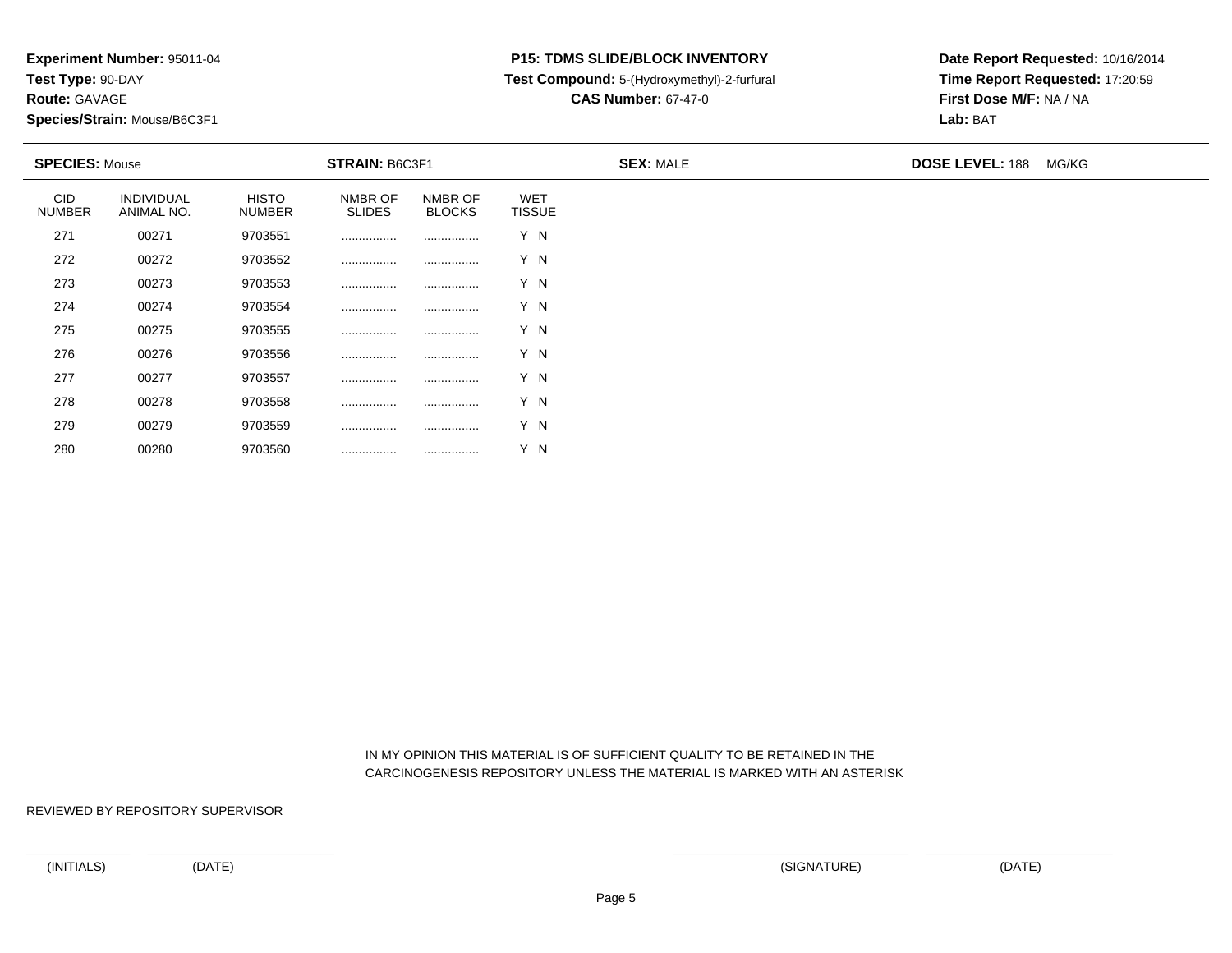**Experiment Number:** 95011-04
**Test Type:** 90-DAY
**Route:** GAVAGE
**Species/Strain:** Mouse/B6C3F1

**P15: TDMS SLIDE/BLOCK INVENTORY**
**Test Compound:** 5-(Hydroxymethyl)-2-furfural
**CAS Number:** 67-47-0

**Date Report Requested:** 10/16/2014
**Time Report Requested:** 17:20:59
**First Dose M/F:** NA / NA
**Lab:** BAT

**SPECIES:** Mouse **STRAIN:** B6C3F1 **SEX:** MALE **DOSE LEVEL:** 188 MG/KG

| CID NUMBER | INDIVIDUAL ANIMAL NO. | HISTO NUMBER | NMBR OF SLIDES | NMBR OF BLOCKS | WET TISSUE |
|---|---|---|---|---|---|
| 271 | 00271 | 9703551 | ................ | ................ | Y N |
| 272 | 00272 | 9703552 | ................ | ................ | Y N |
| 273 | 00273 | 9703553 | ................ | ................ | Y N |
| 274 | 00274 | 9703554 | ................ | ................ | Y N |
| 275 | 00275 | 9703555 | ................ | ................ | Y N |
| 276 | 00276 | 9703556 | ................ | ................ | Y N |
| 277 | 00277 | 9703557 | ................ | ................ | Y N |
| 278 | 00278 | 9703558 | ................ | ................ | Y N |
| 279 | 00279 | 9703559 | ................ | ................ | Y N |
| 280 | 00280 | 9703560 | ................ | ................ | Y N |

IN MY OPINION THIS MATERIAL IS OF SUFFICIENT QUALITY TO BE RETAINED IN THE CARCINOGENESIS REPOSITORY UNLESS THE MATERIAL IS MARKED WITH AN ASTERISK

REVIEWED BY REPOSITORY SUPERVISOR

(INITIALS) (DATE) (SIGNATURE) (DATE)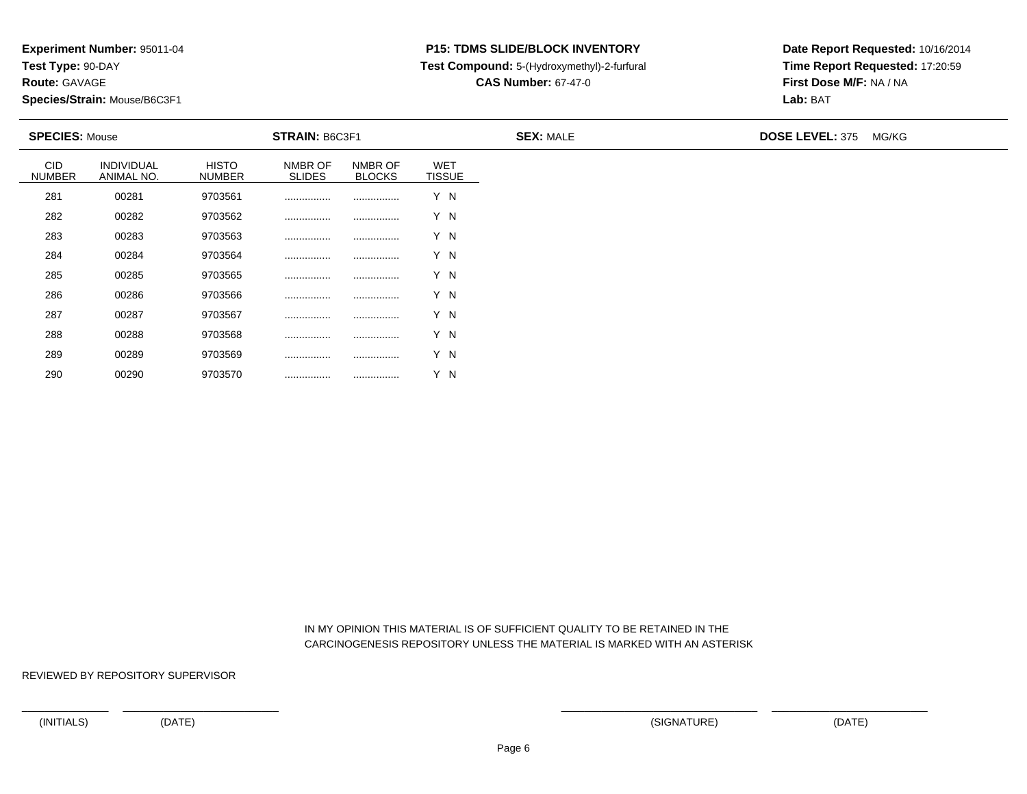**Experiment Number:** 95011-04
**Test Type:** 90-DAY
**Route:** GAVAGE
**Species/Strain:** Mouse/B6C3F1

**P15: TDMS SLIDE/BLOCK INVENTORY**
**Test Compound:** 5-(Hydroxymethyl)-2-furfural
**CAS Number:** 67-47-0

**Date Report Requested:** 10/16/2014
**Time Report Requested:** 17:20:59
**First Dose M/F:** NA / NA
**Lab:** BAT

**SPECIES:** Mouse **STRAIN:** B6C3F1 **SEX:** MALE **DOSE LEVEL:** 375 MG/KG

| CID NUMBER | INDIVIDUAL ANIMAL NO. | HISTO NUMBER | NMBR OF SLIDES | NMBR OF BLOCKS | WET TISSUE |
|---|---|---|---|---|---|
| 281 | 00281 | 9703561 | ................ | ................ | Y N |
| 282 | 00282 | 9703562 | ................ | ................ | Y N |
| 283 | 00283 | 9703563 | ................ | ................ | Y N |
| 284 | 00284 | 9703564 | ................ | ................ | Y N |
| 285 | 00285 | 9703565 | ................ | ................ | Y N |
| 286 | 00286 | 9703566 | ................ | ................ | Y N |
| 287 | 00287 | 9703567 | ................ | ................ | Y N |
| 288 | 00288 | 9703568 | ................ | ................ | Y N |
| 289 | 00289 | 9703569 | ................ | ................ | Y N |
| 290 | 00290 | 9703570 | ................ | ................ | Y N |

IN MY OPINION THIS MATERIAL IS OF SUFFICIENT QUALITY TO BE RETAINED IN THE CARCINOGENESIS REPOSITORY UNLESS THE MATERIAL IS MARKED WITH AN ASTERISK

REVIEWED BY REPOSITORY SUPERVISOR

(INITIALS) (DATE) (SIGNATURE) (DATE)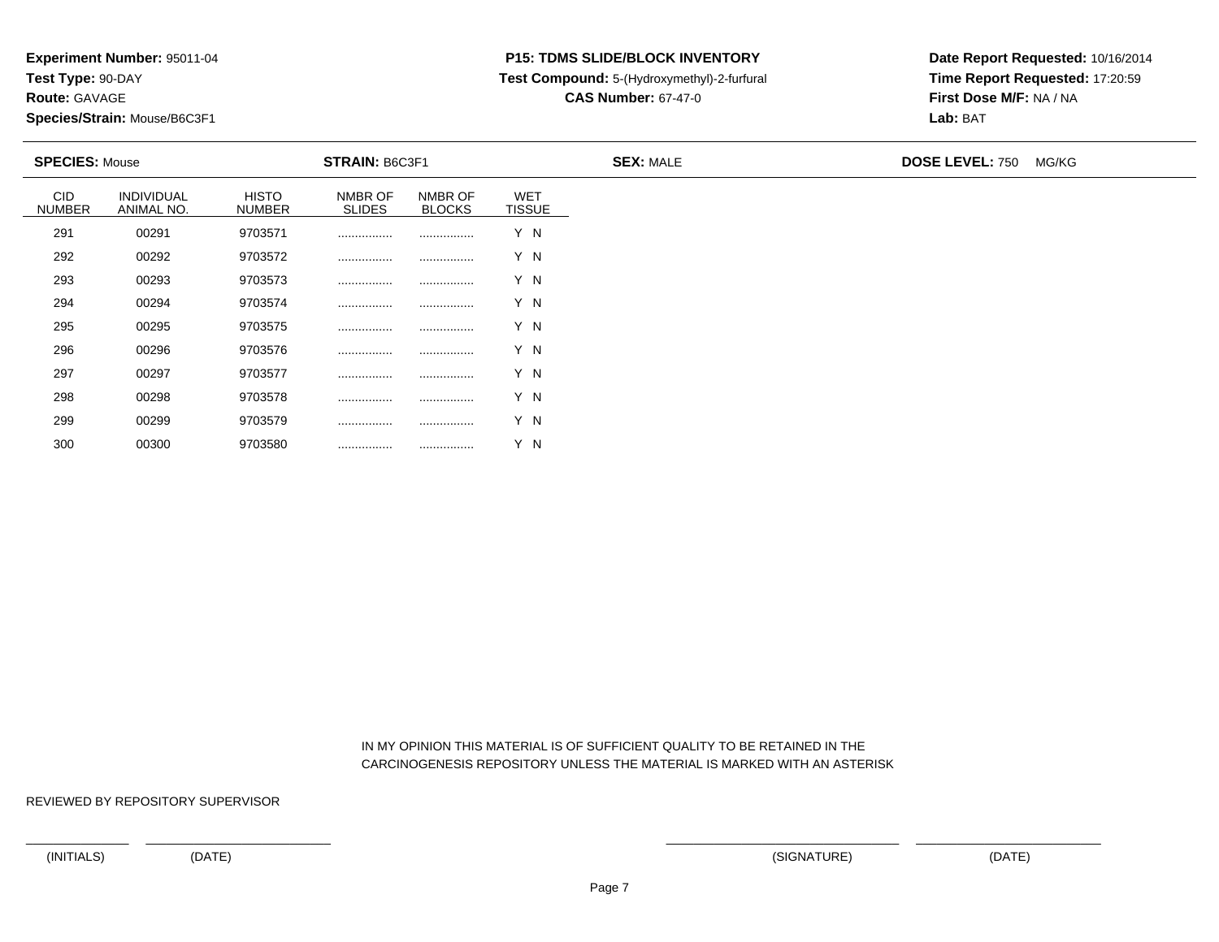**Experiment Number:** 95011-04
**Test Type:** 90-DAY
**Route:** GAVAGE
**Species/Strain:** Mouse/B6C3F1

**P15: TDMS SLIDE/BLOCK INVENTORY**
**Test Compound:** 5-(Hydroxymethyl)-2-furfural
**CAS Number:** 67-47-0

**Date Report Requested:** 10/16/2014
**Time Report Requested:** 17:20:59
**First Dose M/F:** NA / NA
**Lab:** BAT

**SPECIES:** Mouse | **STRAIN:** B6C3F1 | **SEX:** MALE | **DOSE LEVEL:** 750 MG/KG

| CID NUMBER | INDIVIDUAL ANIMAL NO. | HISTO NUMBER | NMBR OF SLIDES | NMBR OF BLOCKS | WET TISSUE |
|---|---|---|---|---|---|
| 291 | 00291 | 9703571 | ................ | ................ | Y N |
| 292 | 00292 | 9703572 | ................ | ................ | Y N |
| 293 | 00293 | 9703573 | ................ | ................ | Y N |
| 294 | 00294 | 9703574 | ................ | ................ | Y N |
| 295 | 00295 | 9703575 | ................ | ................ | Y N |
| 296 | 00296 | 9703576 | ................ | ................ | Y N |
| 297 | 00297 | 9703577 | ................ | ................ | Y N |
| 298 | 00298 | 9703578 | ................ | ................ | Y N |
| 299 | 00299 | 9703579 | ................ | ................ | Y N |
| 300 | 00300 | 9703580 | ................ | ................ | Y N |

IN MY OPINION THIS MATERIAL IS OF SUFFICIENT QUALITY TO BE RETAINED IN THE CARCINOGENESIS REPOSITORY UNLESS THE MATERIAL IS MARKED WITH AN ASTERISK

REVIEWED BY REPOSITORY SUPERVISOR

(INITIALS) (DATE) (SIGNATURE) (DATE)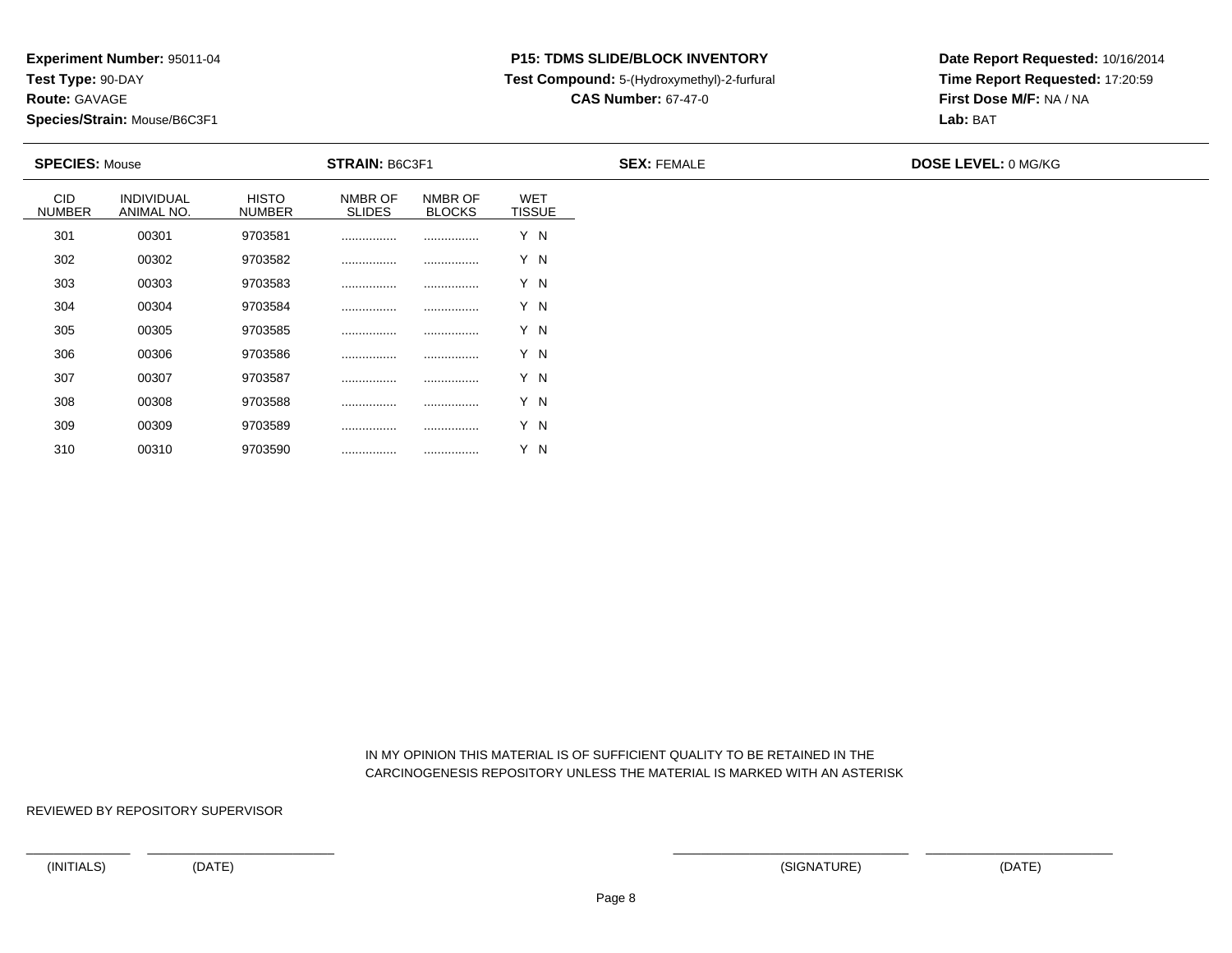**Experiment Number:** 95011-04
**Test Type:** 90-DAY
**Route:** GAVAGE
**Species/Strain:** Mouse/B6C3F1

**P15: TDMS SLIDE/BLOCK INVENTORY**
**Test Compound:** 5-(Hydroxymethyl)-2-furfural
**CAS Number:** 67-47-0

**Date Report Requested:** 10/16/2014
**Time Report Requested:** 17:20:59
**First Dose M/F:** NA / NA
**Lab:** BAT

**SPECIES:** Mouse **STRAIN:** B6C3F1 **SEX:** FEMALE **DOSE LEVEL:** 0 MG/KG

| CID NUMBER | INDIVIDUAL ANIMAL NO. | HISTO NUMBER | NMBR OF SLIDES | NMBR OF BLOCKS | WET TISSUE |
|---|---|---|---|---|---|
| 301 | 00301 | 9703581 | ................ | ................ | Y N |
| 302 | 00302 | 9703582 | ................ | ................ | Y N |
| 303 | 00303 | 9703583 | ................ | ................ | Y N |
| 304 | 00304 | 9703584 | ................ | ................ | Y N |
| 305 | 00305 | 9703585 | ................ | ................ | Y N |
| 306 | 00306 | 9703586 | ................ | ................ | Y N |
| 307 | 00307 | 9703587 | ................ | ................ | Y N |
| 308 | 00308 | 9703588 | ................ | ................ | Y N |
| 309 | 00309 | 9703589 | ................ | ................ | Y N |
| 310 | 00310 | 9703590 | ................ | ................ | Y N |

IN MY OPINION THIS MATERIAL IS OF SUFFICIENT QUALITY TO BE RETAINED IN THE CARCINOGENESIS REPOSITORY UNLESS THE MATERIAL IS MARKED WITH AN ASTERISK

REVIEWED BY REPOSITORY SUPERVISOR

(INITIALS) (DATE) (SIGNATURE) (DATE)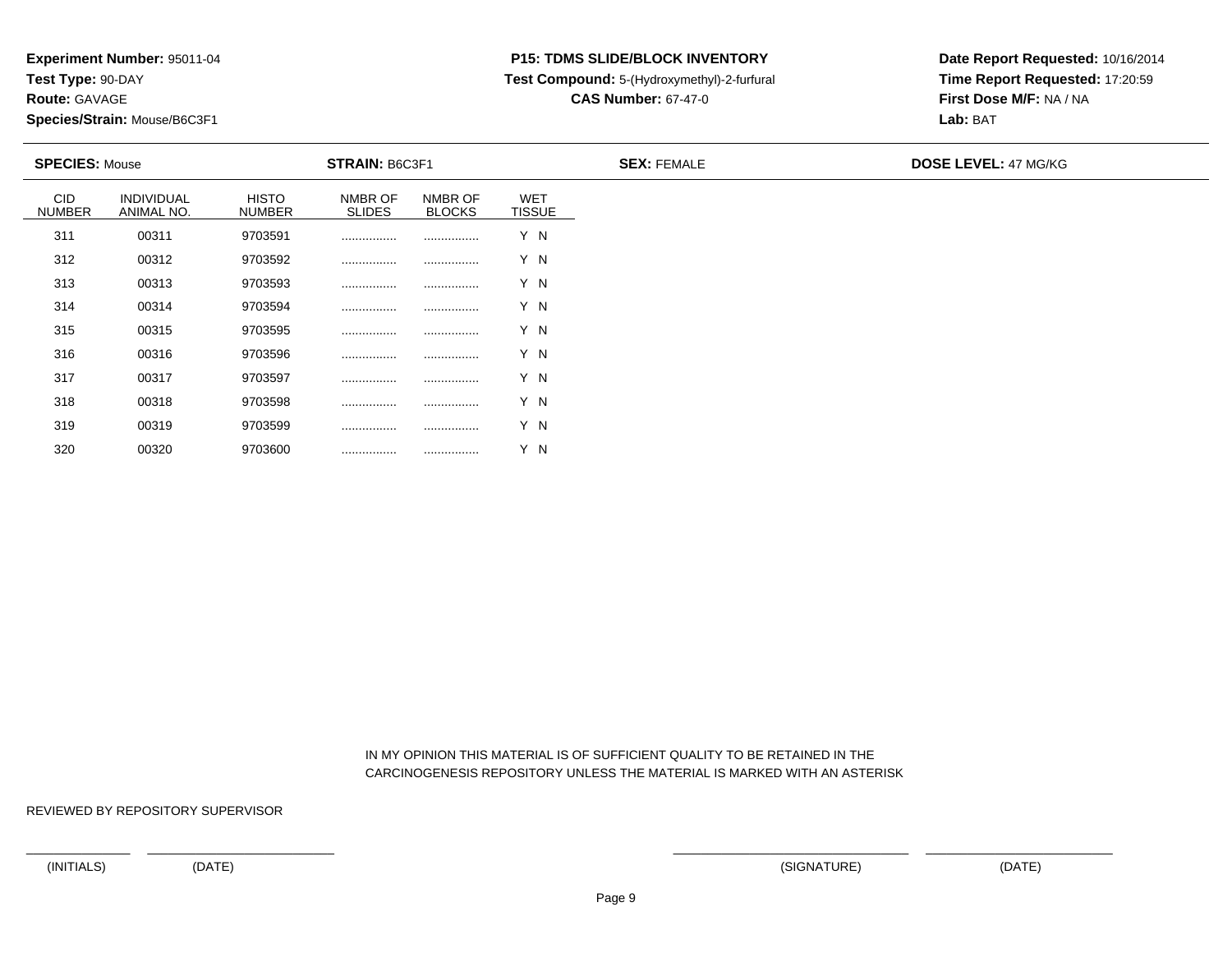**Experiment Number:** 95011-04
**Test Type:** 90-DAY
**Route:** GAVAGE
**Species/Strain:** Mouse/B6C3F1

**P15: TDMS SLIDE/BLOCK INVENTORY**
**Test Compound:** 5-(Hydroxymethyl)-2-furfural
**CAS Number:** 67-47-0

**Date Report Requested:** 10/16/2014
**Time Report Requested:** 17:20:59
**First Dose M/F:** NA / NA
**Lab:** BAT

**SPECIES:** Mouse **STRAIN:** B6C3F1 **SEX:** FEMALE **DOSE LEVEL:** 47 MG/KG

| CID NUMBER | INDIVIDUAL ANIMAL NO. | HISTO NUMBER | NMBR OF SLIDES | NMBR OF BLOCKS | WET TISSUE |
|---|---|---|---|---|---|
| 311 | 00311 | 9703591 | ................ | ................ | Y N |
| 312 | 00312 | 9703592 | ................ | ................ | Y N |
| 313 | 00313 | 9703593 | ................ | ................ | Y N |
| 314 | 00314 | 9703594 | ................ | ................ | Y N |
| 315 | 00315 | 9703595 | ................ | ................ | Y N |
| 316 | 00316 | 9703596 | ................ | ................ | Y N |
| 317 | 00317 | 9703597 | ................ | ................ | Y N |
| 318 | 00318 | 9703598 | ................ | ................ | Y N |
| 319 | 00319 | 9703599 | ................ | ................ | Y N |
| 320 | 00320 | 9703600 | ................ | ................ | Y N |

IN MY OPINION THIS MATERIAL IS OF SUFFICIENT QUALITY TO BE RETAINED IN THE CARCINOGENESIS REPOSITORY UNLESS THE MATERIAL IS MARKED WITH AN ASTERISK

REVIEWED BY REPOSITORY SUPERVISOR

(INITIALS) (DATE) (SIGNATURE) (DATE)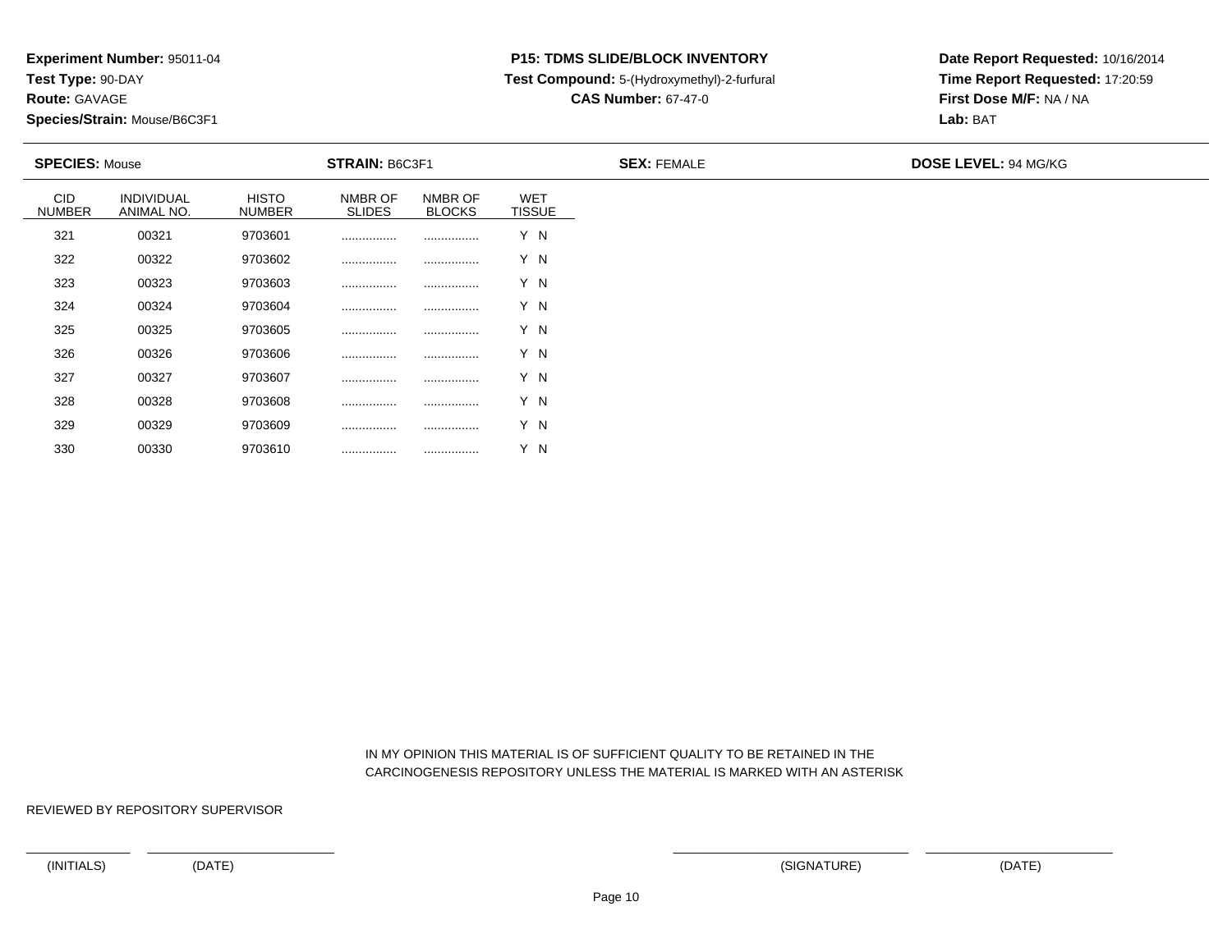**Experiment Number:** 95011-04
**Test Type:** 90-DAY
**Route:** GAVAGE
**Species/Strain:** Mouse/B6C3F1

**P15: TDMS SLIDE/BLOCK INVENTORY**
**Test Compound:** 5-(Hydroxymethyl)-2-furfural
**CAS Number:** 67-47-0

**Date Report Requested:** 10/16/2014
**Time Report Requested:** 17:20:59
**First Dose M/F:** NA / NA
**Lab:** BAT

**SPECIES:** Mouse **STRAIN:** B6C3F1 **SEX:** FEMALE **DOSE LEVEL:** 94 MG/KG

| CID NUMBER | INDIVIDUAL ANIMAL NO. | HISTO NUMBER | NMBR OF SLIDES | NMBR OF BLOCKS | WET TISSUE |
|---|---|---|---|---|---|
| 321 | 00321 | 9703601 | ................ | ................ | Y N |
| 322 | 00322 | 9703602 | ................ | ................ | Y N |
| 323 | 00323 | 9703603 | ................ | ................ | Y N |
| 324 | 00324 | 9703604 | ................ | ................ | Y N |
| 325 | 00325 | 9703605 | ................ | ................ | Y N |
| 326 | 00326 | 9703606 | ................ | ................ | Y N |
| 327 | 00327 | 9703607 | ................ | ................ | Y N |
| 328 | 00328 | 9703608 | ................ | ................ | Y N |
| 329 | 00329 | 9703609 | ................ | ................ | Y N |
| 330 | 00330 | 9703610 | ................ | ................ | Y N |

IN MY OPINION THIS MATERIAL IS OF SUFFICIENT QUALITY TO BE RETAINED IN THE CARCINOGENESIS REPOSITORY UNLESS THE MATERIAL IS MARKED WITH AN ASTERISK

REVIEWED BY REPOSITORY SUPERVISOR

(INITIALS) (DATE) (SIGNATURE) (DATE)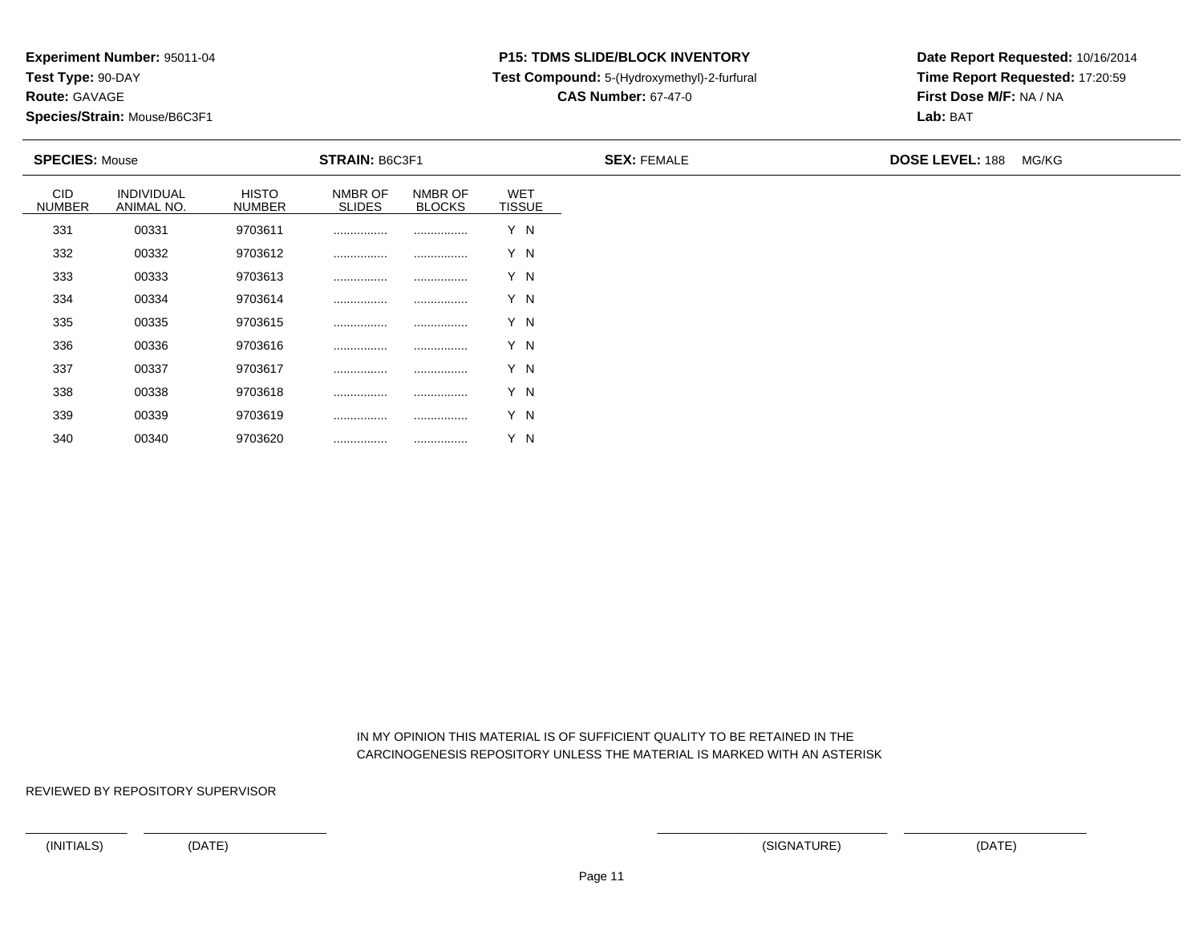**Experiment Number:** 95011-04
**Test Type:** 90-DAY
**Route:** GAVAGE
**Species/Strain:** Mouse/B6C3F1

**P15: TDMS SLIDE/BLOCK INVENTORY**
**Test Compound:** 5-(Hydroxymethyl)-2-furfural
**CAS Number:** 67-47-0

**Date Report Requested:** 10/16/2014
**Time Report Requested:** 17:20:59
**First Dose M/F:** NA / NA
**Lab:** BAT

**SPECIES:** Mouse **STRAIN:** B6C3F1 **SEX:** FEMALE **DOSE LEVEL:** 188 MG/KG

| CID NUMBER | INDIVIDUAL ANIMAL NO. | HISTO NUMBER | NMBR OF SLIDES | NMBR OF BLOCKS | WET TISSUE |
|---|---|---|---|---|---|
| 331 | 00331 | 9703611 | ................ | ................ | Y N |
| 332 | 00332 | 9703612 | ................ | ................ | Y N |
| 333 | 00333 | 9703613 | ................ | ................ | Y N |
| 334 | 00334 | 9703614 | ................ | ................ | Y N |
| 335 | 00335 | 9703615 | ................ | ................ | Y N |
| 336 | 00336 | 9703616 | ................ | ................ | Y N |
| 337 | 00337 | 9703617 | ................ | ................ | Y N |
| 338 | 00338 | 9703618 | ................ | ................ | Y N |
| 339 | 00339 | 9703619 | ................ | ................ | Y N |
| 340 | 00340 | 9703620 | ................ | ................ | Y N |

IN MY OPINION THIS MATERIAL IS OF SUFFICIENT QUALITY TO BE RETAINED IN THE CARCINOGENESIS REPOSITORY UNLESS THE MATERIAL IS MARKED WITH AN ASTERISK

REVIEWED BY REPOSITORY SUPERVISOR

(INITIALS) (DATE) (SIGNATURE) (DATE)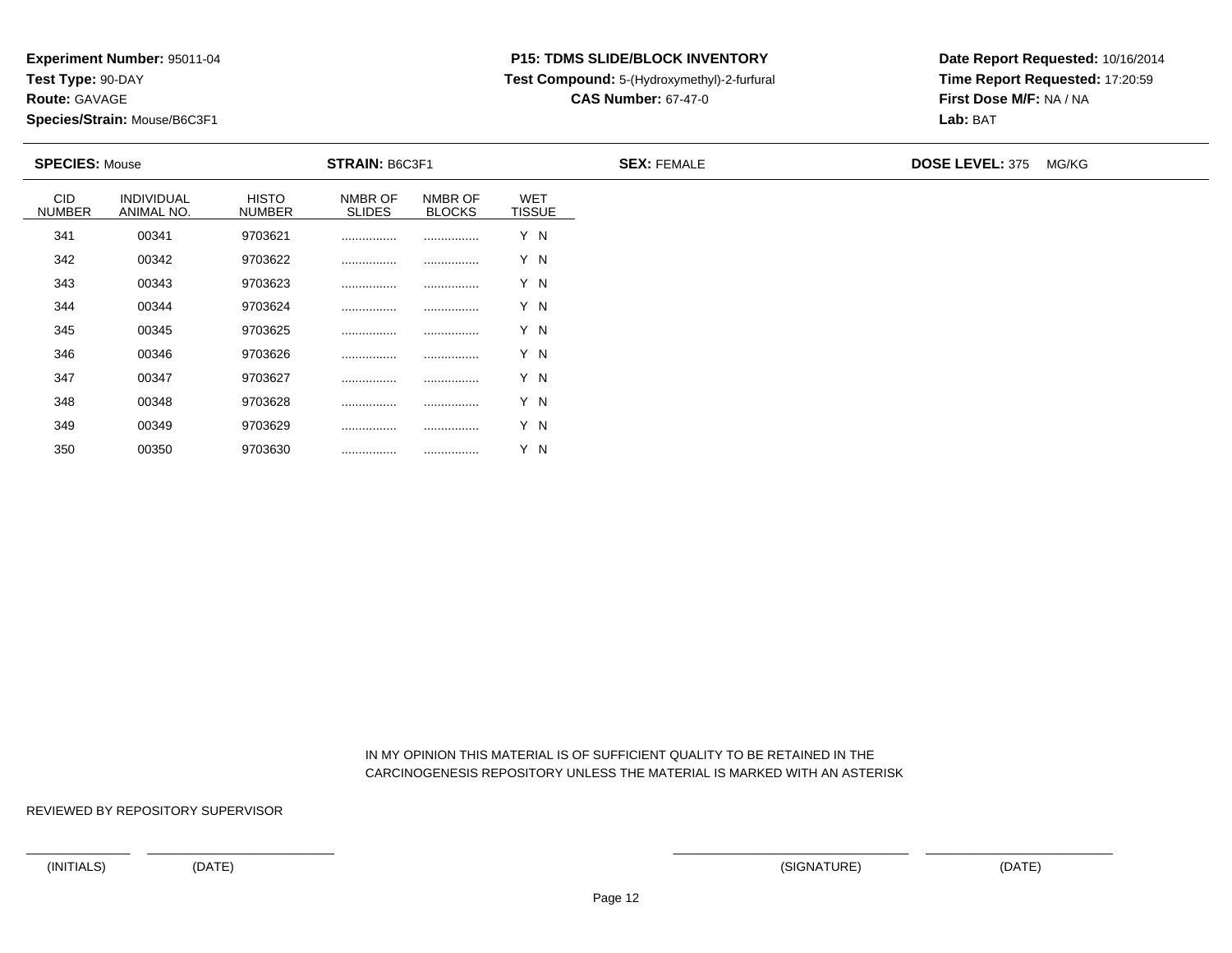**Experiment Number:** 95011-04
**Test Type:** 90-DAY
**Route:** GAVAGE
**Species/Strain:** Mouse/B6C3F1

**P15: TDMS SLIDE/BLOCK INVENTORY**
**Test Compound:** 5-(Hydroxymethyl)-2-furfural
**CAS Number:** 67-47-0

**Date Report Requested:** 10/16/2014
**Time Report Requested:** 17:20:59
**First Dose M/F:** NA / NA
**Lab:** BAT

**SPECIES:** Mouse **STRAIN:** B6C3F1 **SEX:** FEMALE **DOSE LEVEL:** 375 MG/KG

| CID NUMBER | INDIVIDUAL ANIMAL NO. | HISTO NUMBER | NMBR OF SLIDES | NMBR OF BLOCKS | WET TISSUE |
|---|---|---|---|---|---|
| 341 | 00341 | 9703621 | ................ | ................ | Y N |
| 342 | 00342 | 9703622 | ................ | ................ | Y N |
| 343 | 00343 | 9703623 | ................ | ................ | Y N |
| 344 | 00344 | 9703624 | ................ | ................ | Y N |
| 345 | 00345 | 9703625 | ................ | ................ | Y N |
| 346 | 00346 | 9703626 | ................ | ................ | Y N |
| 347 | 00347 | 9703627 | ................ | ................ | Y N |
| 348 | 00348 | 9703628 | ................ | ................ | Y N |
| 349 | 00349 | 9703629 | ................ | ................ | Y N |
| 350 | 00350 | 9703630 | ................ | ................ | Y N |

IN MY OPINION THIS MATERIAL IS OF SUFFICIENT QUALITY TO BE RETAINED IN THE CARCINOGENESIS REPOSITORY UNLESS THE MATERIAL IS MARKED WITH AN ASTERISK

REVIEWED BY REPOSITORY SUPERVISOR

(INITIALS) (DATE) (SIGNATURE) (DATE)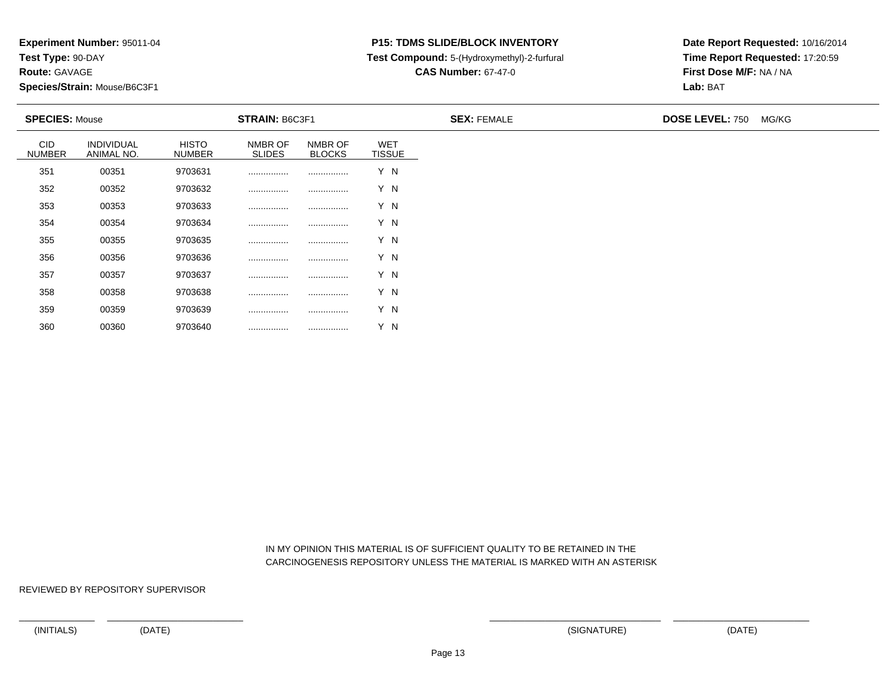**Experiment Number:** 95011-04
**Test Type:** 90-DAY
**Route:** GAVAGE
**Species/Strain:** Mouse/B6C3F1

**P15: TDMS SLIDE/BLOCK INVENTORY**
**Test Compound:** 5-(Hydroxymethyl)-2-furfural
**CAS Number:** 67-47-0

**Date Report Requested:** 10/16/2014
**Time Report Requested:** 17:20:59
**First Dose M/F:** NA / NA
**Lab:** BAT

**SPECIES:** Mouse **STRAIN:** B6C3F1 **SEX:** FEMALE **DOSE LEVEL:** 750 MG/KG

| CID NUMBER | INDIVIDUAL ANIMAL NO. | HISTO NUMBER | NMBR OF SLIDES | NMBR OF BLOCKS | WET TISSUE |
|---|---|---|---|---|---|
| 351 | 00351 | 9703631 | ................ | ................ | Y N |
| 352 | 00352 | 9703632 | ................ | ................ | Y N |
| 353 | 00353 | 9703633 | ................ | ................ | Y N |
| 354 | 00354 | 9703634 | ................ | ................ | Y N |
| 355 | 00355 | 9703635 | ................ | ................ | Y N |
| 356 | 00356 | 9703636 | ................ | ................ | Y N |
| 357 | 00357 | 9703637 | ................ | ................ | Y N |
| 358 | 00358 | 9703638 | ................ | ................ | Y N |
| 359 | 00359 | 9703639 | ................ | ................ | Y N |
| 360 | 00360 | 9703640 | ................ | ................ | Y N |

IN MY OPINION THIS MATERIAL IS OF SUFFICIENT QUALITY TO BE RETAINED IN THE CARCINOGENESIS REPOSITORY UNLESS THE MATERIAL IS MARKED WITH AN ASTERISK

REVIEWED BY REPOSITORY SUPERVISOR

(INITIALS) (DATE) (SIGNATURE) (DATE)